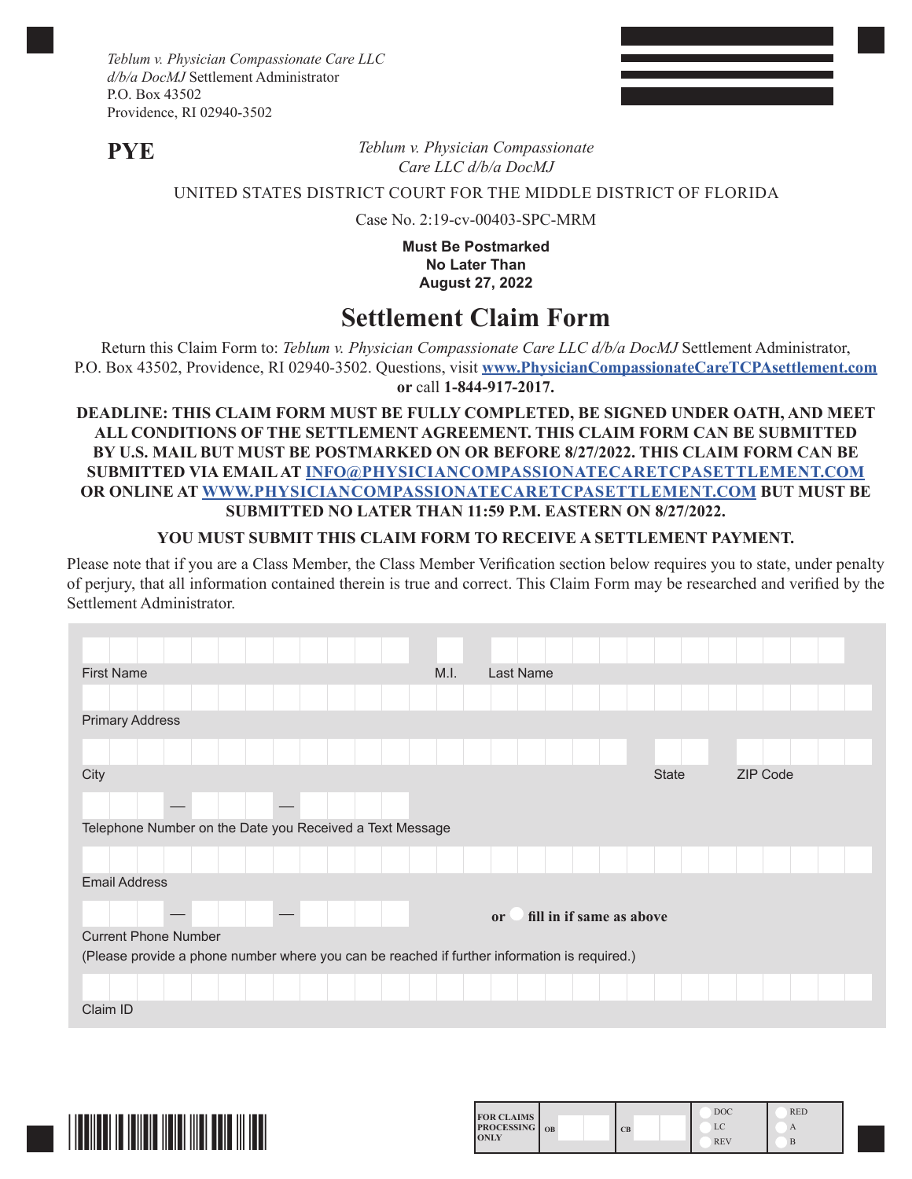*Teblum v. Physician Compassionate Care LLC d/b/a DocMJ* Settlement Administrator
P.O. Box 43502
Providence, RI 02940-3502

**PYE**

*Teblum v. Physician Compassionate Care LLC d/b/a DocMJ*

UNITED STATES DISTRICT COURT FOR THE MIDDLE DISTRICT OF FLORIDA

Case No. 2:19-cv-00403-SPC-MRM

**Must Be Postmarked No Later Than August 27, 2022**

# Settlement Claim Form

Return this Claim Form to: *Teblum v. Physician Compassionate Care LLC d/b/a DocMJ* Settlement Administrator, P.O. Box 43502, Providence, RI 02940-3502. Questions, visit **www.PhysicianCompassionateCareTCPAsettlement.com** **or** call **1-844-917-2017.**

**DEADLINE: THIS CLAIM FORM MUST BE FULLY COMPLETED, BE SIGNED UNDER OATH, AND MEET ALL CONDITIONS OF THE SETTLEMENT AGREEMENT. THIS CLAIM FORM CAN BE SUBMITTED BY U.S. MAIL BUT MUST BE POSTMARKED ON OR BEFORE 8/27/2022. THIS CLAIM FORM CAN BE SUBMITTED VIA EMAIL AT INFO@PHYSICIANCOMPASSIONATECARETCPASETTLEMENT.COM OR ONLINE AT WWW.PHYSICIANCOMPASSIONATECARETCPASETTLEMENT.COM BUT MUST BE SUBMITTED NO LATER THAN 11:59 P.M. EASTERN ON 8/27/2022.**

**YOU MUST SUBMIT THIS CLAIM FORM TO RECEIVE A SETTLEMENT PAYMENT.**

Please note that if you are a Class Member, the Class Member Verification section below requires you to state, under penalty of perjury, that all information contained therein is true and correct. This Claim Form may be researched and verified by the Settlement Administrator.

First Name ______________ M.I. ____ Last Name ______________

Primary Address ______________

City ______________ State ____ ZIP Code ______

Telephone Number on the Date you Received a Text Message ____ — ____ — ____

Email Address ______________

Current Phone Number ____ — ____ — ____ **or** ○ **fill in if same as above**

(Please provide a phone number where you can be reached if further information is required.)

Claim ID ______________

| FOR CLAIMS PROCESSING ONLY | OB | CB | ○ DOC ○ LC ○ REV | ○ RED ○ A ○ B |
| --- | --- | --- | --- | --- |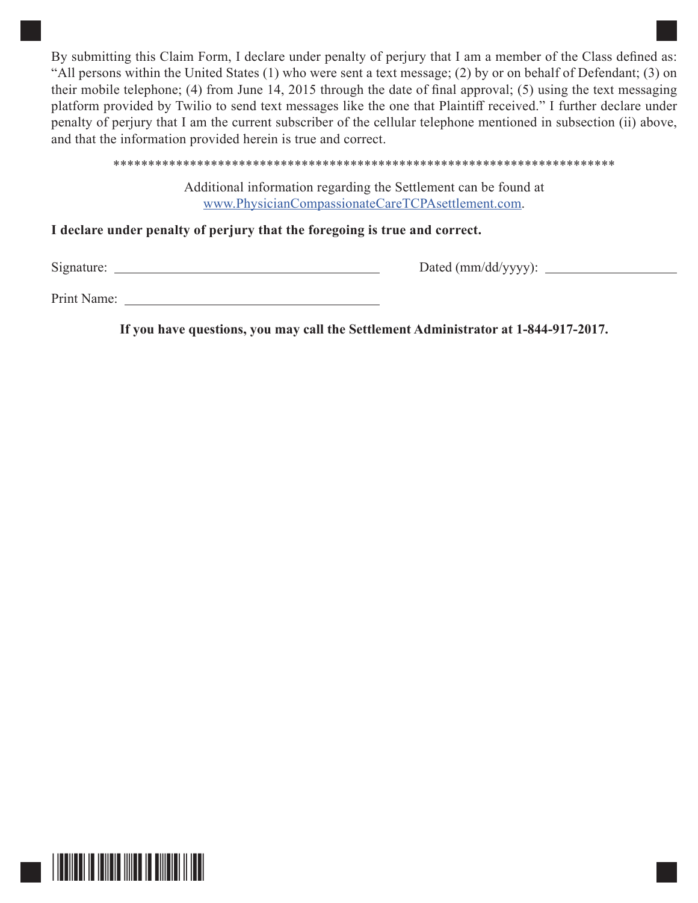By submitting this Claim Form, I declare under penalty of perjury that I am a member of the Class defined as: "All persons within the United States (1) who were sent a text message; (2) by or on behalf of Defendant; (3) on their mobile telephone; (4) from June 14, 2015 through the date of final approval; (5) using the text messaging platform provided by Twilio to send text messages like the one that Plaintiff received." I further declare under penalty of perjury that I am the current subscriber of the cellular telephone mentioned in subsection (ii) above, and that the information provided herein is true and correct.

*************************************************************************

Additional information regarding the Settlement can be found at [www.PhysicianCompassionateCareTCPAsettlement.com](www.PhysicianCompassionateCareTCPAsettlement.com).

**I declare under penalty of perjury that the foregoing is true and correct.**

Signature: ______________________________________ Dated (mm/dd/yyyy): __________________

Print Name: ____________________________________

**If you have questions, you may call the Settlement Administrator at 1-844-917-2017.**